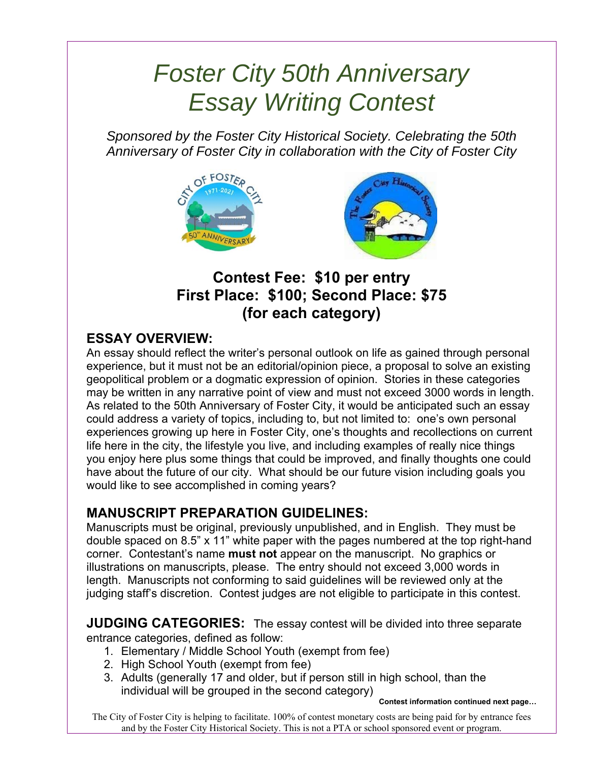# *Foster City 50th Anniversary Essay Writing Contest*

*Sponsored by the Foster City Historical Society. Celebrating the 50th Anniversary of Foster City in collaboration with the City of Foster City*

## Contest Fee: $10 per entry
## First Place: $100; Second Place: $75
## (for each category)

### ESSAY OVERVIEW:

An essay should reflect the writer's personal outlook on life as gained through personal experience, but it must not be an editorial/opinion piece, a proposal to solve an existing geopolitical problem or a dogmatic expression of opinion. Stories in these categories may be written in any narrative point of view and must not exceed 3000 words in length. As related to the 50th Anniversary of Foster City, it would be anticipated such an essay could address a variety of topics, including to, but not limited to: one's own personal experiences growing up here in Foster City, one's thoughts and recollections on current life here in the city, the lifestyle you live, and including examples of really nice things you enjoy here plus some things that could be improved, and finally thoughts one could have about the future of our city. What should be our future vision including goals you would like to see accomplished in coming years?

### MANUSCRIPT PREPARATION GUIDELINES:

Manuscripts must be original, previously unpublished, and in English. They must be double spaced on 8.5" x 11" white paper with the pages numbered at the top right-hand corner. Contestant's name **must not** appear on the manuscript. No graphics or illustrations on manuscripts, please. The entry should not exceed 3,000 words in length. Manuscripts not conforming to said guidelines will be reviewed only at the judging staff's discretion. Contest judges are not eligible to participate in this contest.

**JUDGING CATEGORIES:** The essay contest will be divided into three separate entrance categories, defined as follow:

1. Elementary / Middle School Youth (exempt from fee)
2. High School Youth (exempt from fee)
3. Adults (generally 17 and older, but if person still in high school, than the individual will be grouped in the second category)

**Contest information continued next page…**

The City of Foster City is helping to facilitate. 100% of contest monetary costs are being paid for by entrance fees and by the Foster City Historical Society. This is not a PTA or school sponsored event or program.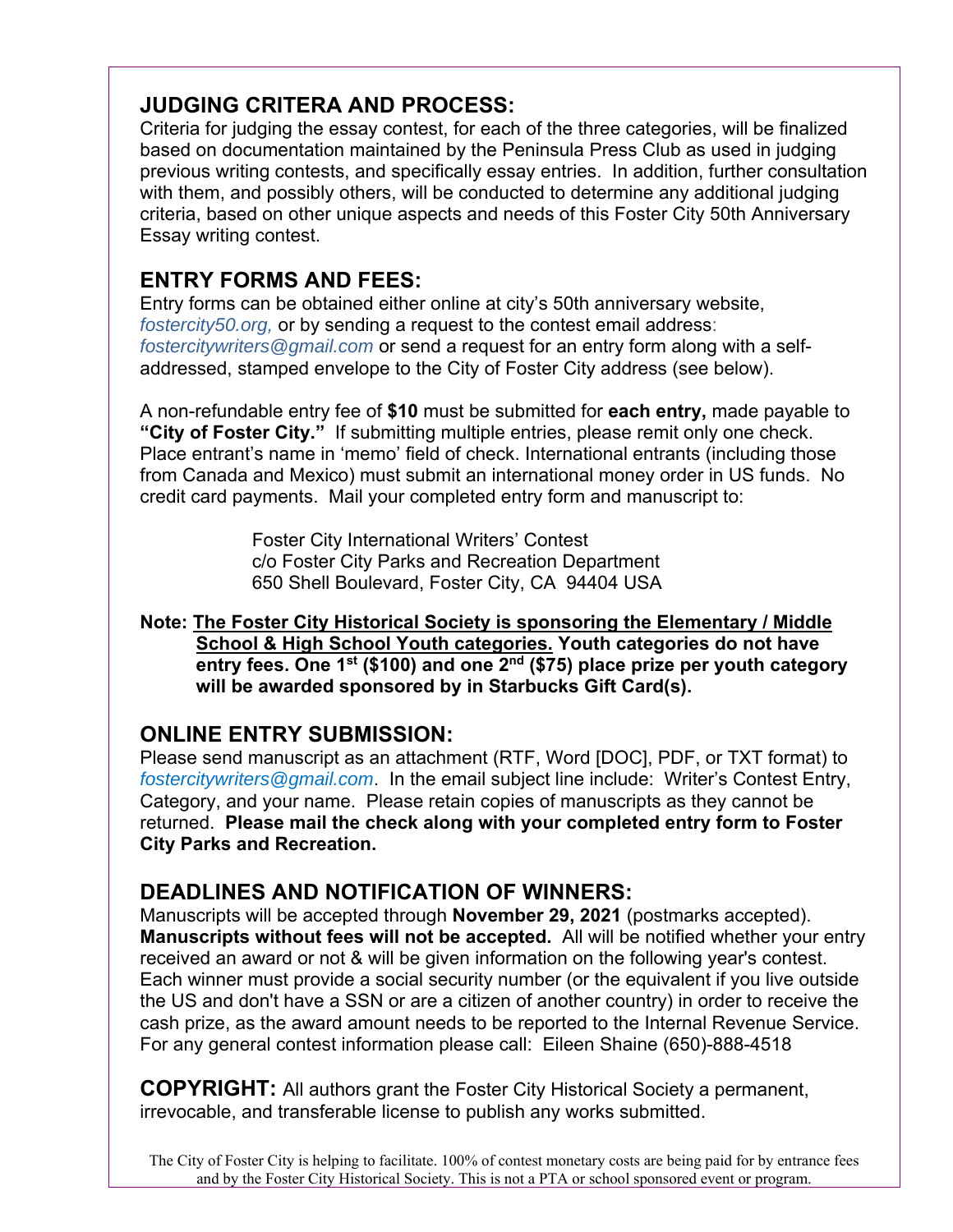## JUDGING CRITERA AND PROCESS:

Criteria for judging the essay contest, for each of the three categories, will be finalized based on documentation maintained by the Peninsula Press Club as used in judging previous writing contests, and specifically essay entries. In addition, further consultation with them, and possibly others, will be conducted to determine any additional judging criteria, based on other unique aspects and needs of this Foster City 50th Anniversary Essay writing contest.

## ENTRY FORMS AND FEES:

Entry forms can be obtained either online at city's 50th anniversary website, *fostercity50.org,* or by sending a request to the contest email address: *fostercitywriters@gmail.com* or send a request for an entry form along with a self-addressed, stamped envelope to the City of Foster City address (see below).

A non-refundable entry fee of **$10** must be submitted for **each entry,** made payable to **"City of Foster City."** If submitting multiple entries, please remit only one check. Place entrant's name in 'memo' field of check. International entrants (including those from Canada and Mexico) must submit an international money order in US funds. No credit card payments. Mail your completed entry form and manuscript to:

> Foster City International Writers' Contest
> c/o Foster City Parks and Recreation Department
> 650 Shell Boulevard, Foster City, CA 94404 USA

**Note: The Foster City Historical Society is sponsoring the Elementary / Middle School & High School Youth categories. Youth categories do not have entry fees. One 1st ($100) and one 2nd ($75) place prize per youth category will be awarded sponsored by in Starbucks Gift Card(s).**

## ONLINE ENTRY SUBMISSION:

Please send manuscript as an attachment (RTF, Word [DOC], PDF, or TXT format) to *fostercitywriters@gmail.com*. In the email subject line include: Writer's Contest Entry, Category, and your name. Please retain copies of manuscripts as they cannot be returned. **Please mail the check along with your completed entry form to Foster City Parks and Recreation.**

## DEADLINES AND NOTIFICATION OF WINNERS:

Manuscripts will be accepted through **November 29, 2021** (postmarks accepted). **Manuscripts without fees will not be accepted.** All will be notified whether your entry received an award or not & will be given information on the following year's contest. Each winner must provide a social security number (or the equivalent if you live outside the US and don't have a SSN or are a citizen of another country) in order to receive the cash prize, as the award amount needs to be reported to the Internal Revenue Service. For any general contest information please call: Eileen Shaine (650)-888-4518

**COPYRIGHT:** All authors grant the Foster City Historical Society a permanent, irrevocable, and transferable license to publish any works submitted.

The City of Foster City is helping to facilitate. 100% of contest monetary costs are being paid for by entrance fees and by the Foster City Historical Society. This is not a PTA or school sponsored event or program.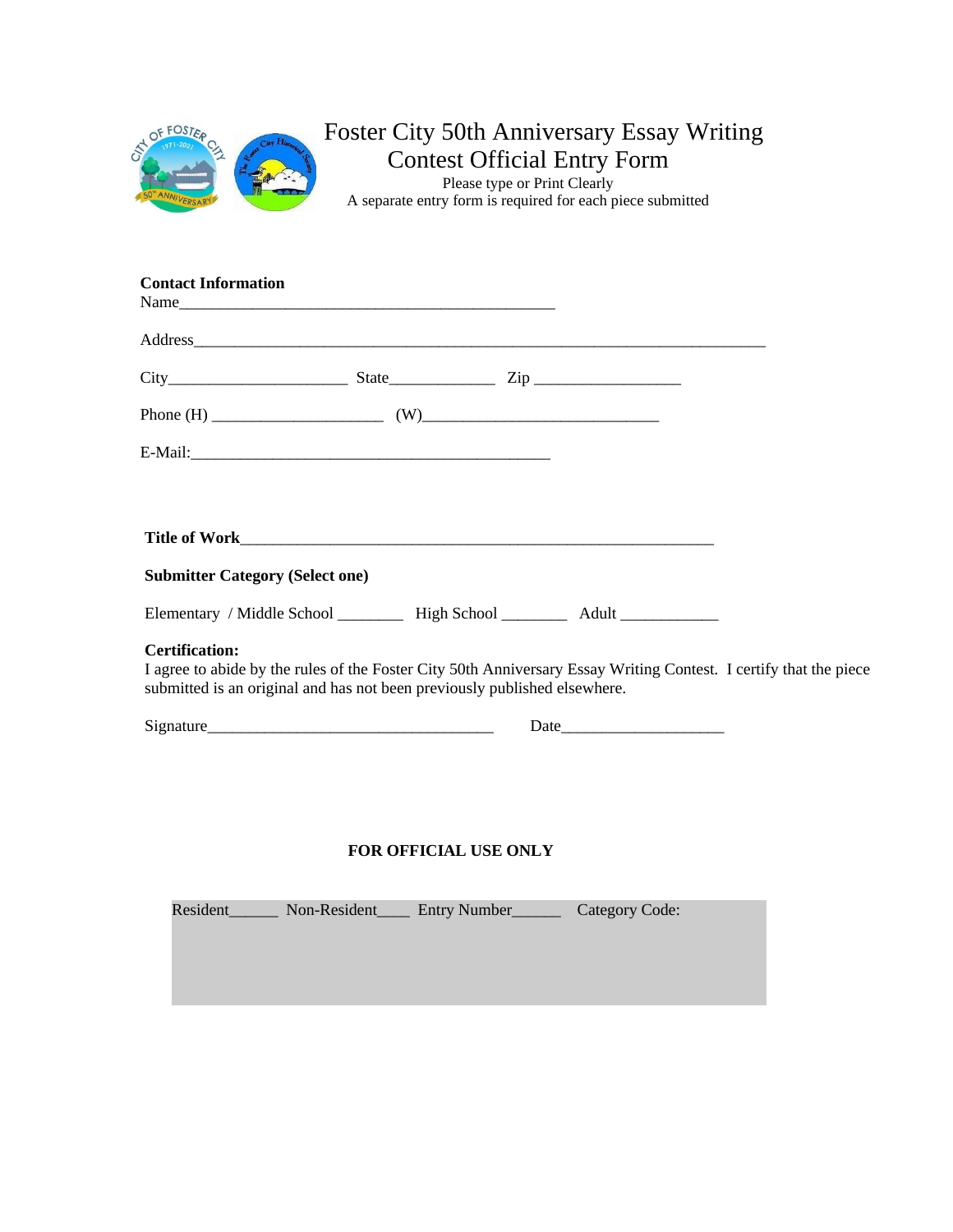# Foster City 50th Anniversary Essay Writing Contest Official Entry Form

Please type or Print Clearly

A separate entry form is required for each piece submitted

**Contact Information**

Name_______________________________________________

Address_________________________________________________________________________

City______________________ State_____________ Zip __________________

Phone (H) _____________________ (W)______________________________

E-Mail:_____________________________________________

**Title of Work**___________________________________________________________

**Submitter Category (Select one)**

Elementary / Middle School ________ High School ________ Adult ____________

**Certification:**

I agree to abide by the rules of the Foster City 50th Anniversary Essay Writing Contest. I certify that the piece submitted is an original and has not been previously published elsewhere.

Signature____________________________________ Date____________________

**FOR OFFICIAL USE ONLY**

Resident______ Non-Resident____ Entry Number______ Category Code: